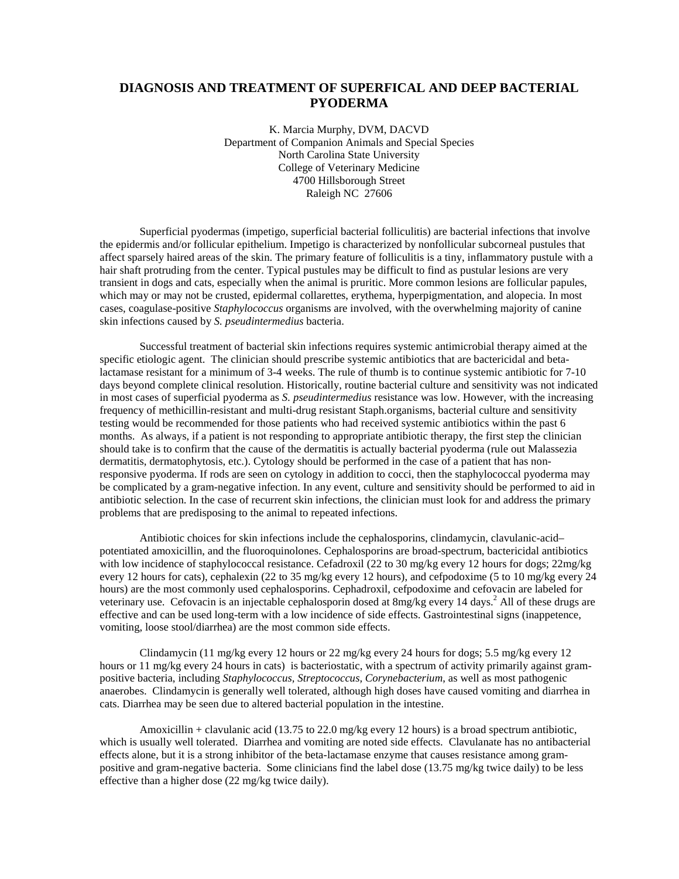# DIAGNOSIS AND TREATMENT OF SUPERFICAL AND DEEP BACTERIAL PYODERMA

K. Marcia Murphy, DVM, DACVD
Department of Companion Animals and Special Species
North Carolina State University
College of Veterinary Medicine
4700 Hillsborough Street
Raleigh NC 27606

Superficial pyodermas (impetigo, superficial bacterial folliculitis) are bacterial infections that involve the epidermis and/or follicular epithelium. Impetigo is characterized by nonfollicular subcorneal pustules that affect sparsely haired areas of the skin. The primary feature of folliculitis is a tiny, inflammatory pustule with a hair shaft protruding from the center. Typical pustules may be difficult to find as pustular lesions are very transient in dogs and cats, especially when the animal is pruritic. More common lesions are follicular papules, which may or may not be crusted, epidermal collarettes, erythema, hyperpigmentation, and alopecia. In most cases, coagulase-positive *Staphylococcus* organisms are involved, with the overwhelming majority of canine skin infections caused by *S. pseudintermedius* bacteria.

Successful treatment of bacterial skin infections requires systemic antimicrobial therapy aimed at the specific etiologic agent. The clinician should prescribe systemic antibiotics that are bactericidal and beta-lactamase resistant for a minimum of 3-4 weeks. The rule of thumb is to continue systemic antibiotic for 7-10 days beyond complete clinical resolution. Historically, routine bacterial culture and sensitivity was not indicated in most cases of superficial pyoderma as *S. pseudintermedius* resistance was low. However, with the increasing frequency of methicillin-resistant and multi-drug resistant Staph.organisms, bacterial culture and sensitivity testing would be recommended for those patients who had received systemic antibiotics within the past 6 months. As always, if a patient is not responding to appropriate antibiotic therapy, the first step the clinician should take is to confirm that the cause of the dermatitis is actually bacterial pyoderma (rule out Malassezia dermatitis, dermatophytosis, etc.). Cytology should be performed in the case of a patient that has non-responsive pyoderma. If rods are seen on cytology in addition to cocci, then the staphylococcal pyoderma may be complicated by a gram-negative infection. In any event, culture and sensitivity should be performed to aid in antibiotic selection. In the case of recurrent skin infections, the clinician must look for and address the primary problems that are predisposing to the animal to repeated infections.

Antibiotic choices for skin infections include the cephalosporins, clindamycin, clavulanic-acid–potentiated amoxicillin, and the fluoroquinolones. Cephalosporins are broad-spectrum, bactericidal antibiotics with low incidence of staphylococcal resistance. Cefadroxil (22 to 30 mg/kg every 12 hours for dogs; 22mg/kg every 12 hours for cats), cephalexin (22 to 35 mg/kg every 12 hours), and cefpodoxime (5 to 10 mg/kg every 24 hours) are the most commonly used cephalosporins. Cephadroxil, cefpodoxime and cefovacin are labeled for veterinary use. Cefovacin is an injectable cephalosporin dosed at 8mg/kg every 14 days.[2] All of these drugs are effective and can be used long-term with a low incidence of side effects. Gastrointestinal signs (inappetence, vomiting, loose stool/diarrhea) are the most common side effects.

Clindamycin (11 mg/kg every 12 hours or 22 mg/kg every 24 hours for dogs; 5.5 mg/kg every 12 hours or 11 mg/kg every 24 hours in cats) is bacteriostatic, with a spectrum of activity primarily against gram-positive bacteria, including *Staphylococcus*, *Streptococcus*, *Corynebacterium*, as well as most pathogenic anaerobes. Clindamycin is generally well tolerated, although high doses have caused vomiting and diarrhea in cats. Diarrhea may be seen due to altered bacterial population in the intestine.

Amoxicillin + clavulanic acid (13.75 to 22.0 mg/kg every 12 hours) is a broad spectrum antibiotic, which is usually well tolerated. Diarrhea and vomiting are noted side effects. Clavulanate has no antibacterial effects alone, but it is a strong inhibitor of the beta-lactamase enzyme that causes resistance among gram-positive and gram-negative bacteria. Some clinicians find the label dose (13.75 mg/kg twice daily) to be less effective than a higher dose (22 mg/kg twice daily).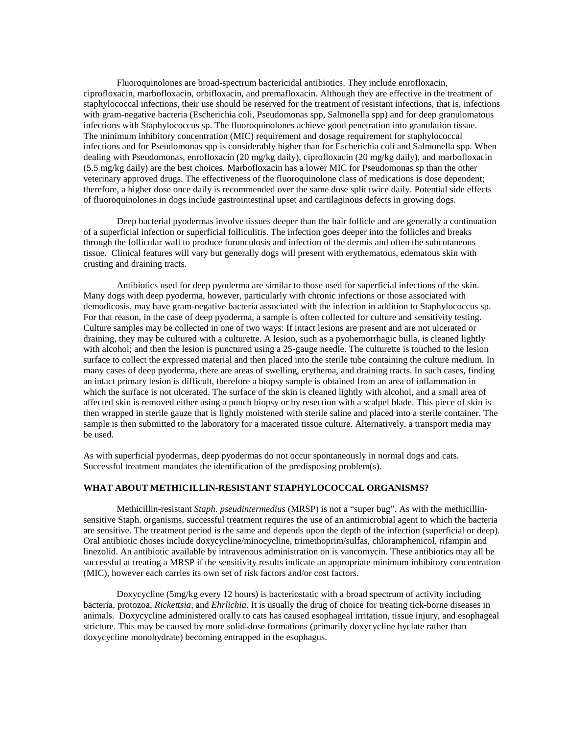Fluoroquinolones are broad-spectrum bactericidal antibiotics. They include enrofloxacin, ciprofloxacin, marbofloxacin, orbifloxacin, and premafloxacin. Although they are effective in the treatment of staphylococcal infections, their use should be reserved for the treatment of resistant infections, that is, infections with gram-negative bacteria (Escherichia coli, Pseudomonas spp, Salmonella spp) and for deep granulomatous infections with Staphylococcus sp. The fluoroquinolones achieve good penetration into granulation tissue. The minimum inhibitory concentration (MIC) requirement and dosage requirement for staphylococcal infections and for Pseudomonas spp is considerably higher than for Escherichia coli and Salmonella spp. When dealing with Pseudomonas, enrofloxacin (20 mg/kg daily), ciprofloxacin (20 mg/kg daily), and marbofloxacin (5.5 mg/kg daily) are the best choices. Marbofloxacin has a lower MIC for Pseudomonas sp than the other veterinary approved drugs. The effectiveness of the fluoroquinolone class of medications is dose dependent; therefore, a higher dose once daily is recommended over the same dose split twice daily. Potential side effects of fluoroquinolones in dogs include gastrointestinal upset and cartilaginous defects in growing dogs.

Deep bacterial pyodermas involve tissues deeper than the hair follicle and are generally a continuation of a superficial infection or superficial folliculitis. The infection goes deeper into the follicles and breaks through the follicular wall to produce furunculosis and infection of the dermis and often the subcutaneous tissue. Clinical features will vary but generally dogs will present with erythematous, edematous skin with crusting and draining tracts.

Antibiotics used for deep pyoderma are similar to those used for superficial infections of the skin. Many dogs with deep pyoderma, however, particularly with chronic infections or those associated with demodicosis, may have gram-negative bacteria associated with the infection in addition to Staphylococcus sp. For that reason, in the case of deep pyoderma, a sample is often collected for culture and sensitivity testing. Culture samples may be collected in one of two ways: If intact lesions are present and are not ulcerated or draining, they may be cultured with a culturette. A lesion, such as a pyohemorrhagic bulla, is cleaned lightly with alcohol; and then the lesion is punctured using a 25-gauge needle. The culturette is touched to the lesion surface to collect the expressed material and then placed into the sterile tube containing the culture medium. In many cases of deep pyoderma, there are areas of swelling, erythema, and draining tracts. In such cases, finding an intact primary lesion is difficult, therefore a biopsy sample is obtained from an area of inflammation in which the surface is not ulcerated. The surface of the skin is cleaned lightly with alcohol, and a small area of affected skin is removed either using a punch biopsy or by resection with a scalpel blade. This piece of skin is then wrapped in sterile gauze that is lightly moistened with sterile saline and placed into a sterile container. The sample is then submitted to the laboratory for a macerated tissue culture. Alternatively, a transport media may be used.

As with superficial pyodermas, deep pyodermas do not occur spontaneously in normal dogs and cats. Successful treatment mandates the identification of the predisposing problem(s).

## WHAT ABOUT METHICILLIN-RESISTANT STAPHYLOCOCCAL ORGANISMS?

Methicillin-resistant *Staph. pseudintermedius* (MRSP) is not a "super bug". As with the methicillin-sensitive Staph. organisms, successful treatment requires the use of an antimicrobial agent to which the bacteria are sensitive. The treatment period is the same and depends upon the depth of the infection (superficial or deep). Oral antibiotic choses include doxycycline/minocycline, trimethoprim/sulfas, chloramphenicol, rifampin and linezolid. An antibiotic available by intravenous administration on is vancomycin. These antibiotics may all be successful at treating a MRSP if the sensitivity results indicate an appropriate minimum inhibitory concentration (MIC), however each carries its own set of risk factors and/or cost factors.

Doxycycline (5mg/kg every 12 hours) is bacteriostatic with a broad spectrum of activity including bacteria, protozoa, *Rickettsia*, and *Ehrlichia*. It is usually the drug of choice for treating tick-borne diseases in animals. Doxycycline administered orally to cats has caused esophageal irritation, tissue injury, and esophageal stricture. This may be caused by more solid-dose formations (primarily doxycycline hyclate rather than doxycycline monohydrate) becoming entrapped in the esophagus.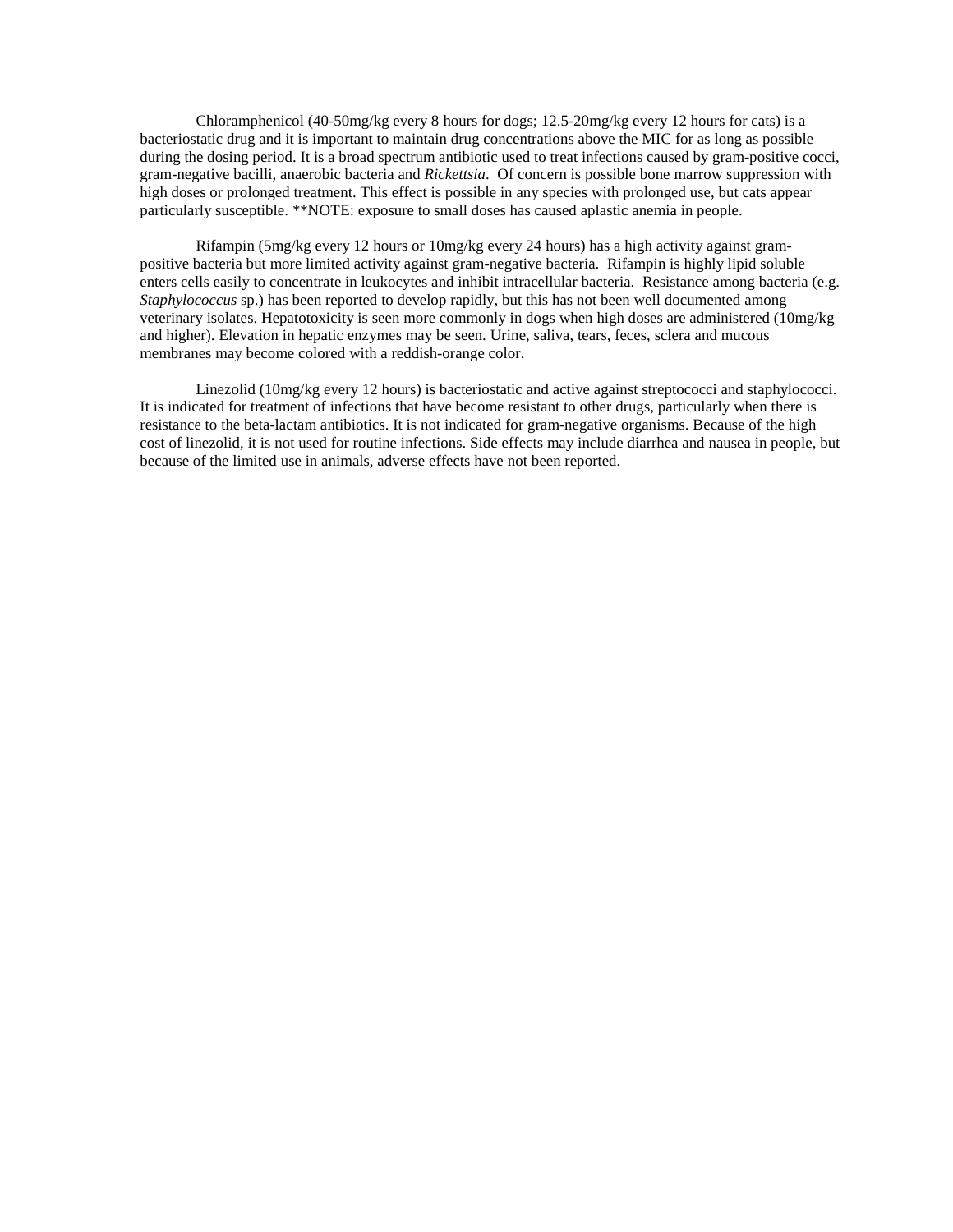Chloramphenicol (40-50mg/kg every 8 hours for dogs; 12.5-20mg/kg every 12 hours for cats) is a bacteriostatic drug and it is important to maintain drug concentrations above the MIC for as long as possible during the dosing period. It is a broad spectrum antibiotic used to treat infections caused by gram-positive cocci, gram-negative bacilli, anaerobic bacteria and *Rickettsia*. Of concern is possible bone marrow suppression with high doses or prolonged treatment. This effect is possible in any species with prolonged use, but cats appear particularly susceptible. **NOTE: exposure to small doses has caused aplastic anemia in people.

Rifampin (5mg/kg every 12 hours or 10mg/kg every 24 hours) has a high activity against gram-positive bacteria but more limited activity against gram-negative bacteria. Rifampin is highly lipid soluble enters cells easily to concentrate in leukocytes and inhibit intracellular bacteria. Resistance among bacteria (e.g. *Staphylococcus* sp.) has been reported to develop rapidly, but this has not been well documented among veterinary isolates. Hepatotoxicity is seen more commonly in dogs when high doses are administered (10mg/kg and higher). Elevation in hepatic enzymes may be seen. Urine, saliva, tears, feces, sclera and mucous membranes may become colored with a reddish-orange color.

Linezolid (10mg/kg every 12 hours) is bacteriostatic and active against streptococci and staphylococci. It is indicated for treatment of infections that have become resistant to other drugs, particularly when there is resistance to the beta-lactam antibiotics. It is not indicated for gram-negative organisms. Because of the high cost of linezolid, it is not used for routine infections. Side effects may include diarrhea and nausea in people, but because of the limited use in animals, adverse effects have not been reported.